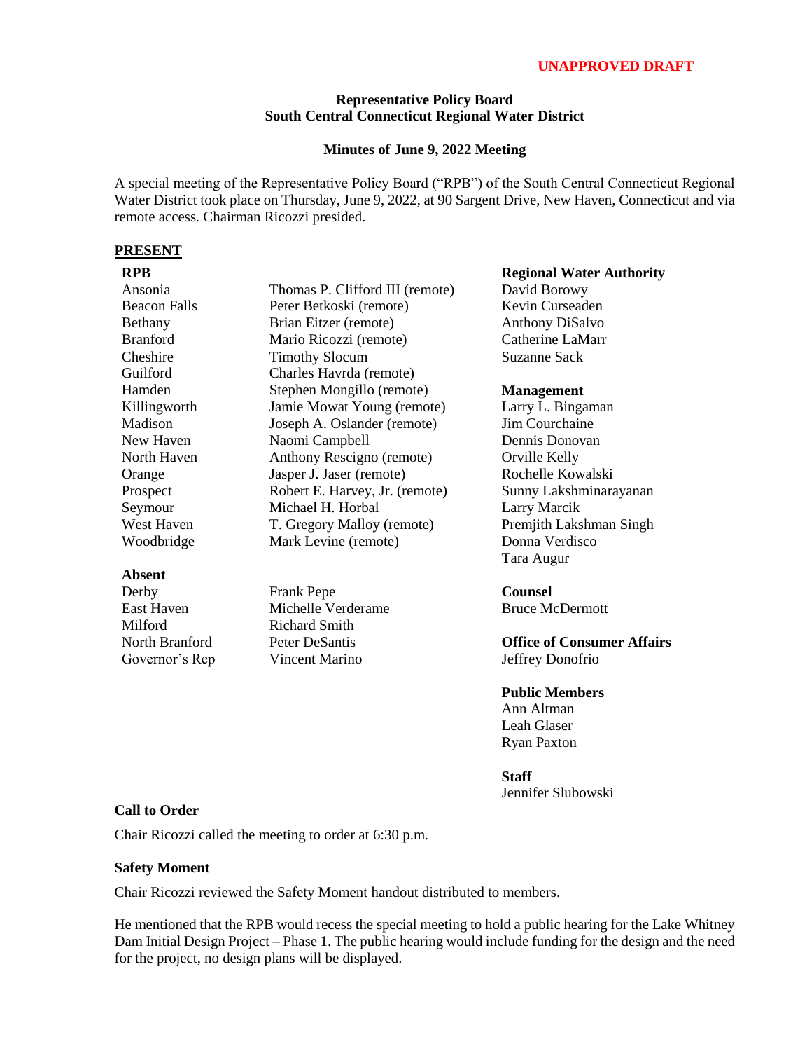**UNAPPROVED DRAFT**

**Representative Policy Board**
**South Central Connecticut Regional Water District**

**Minutes of June 9, 2022 Meeting**

A special meeting of the Representative Policy Board ("RPB") of the South Central Connecticut Regional Water District took place on Thursday, June 9, 2022, at 90 Sargent Drive, New Haven, Connecticut and via remote access. Chairman Ricozzi presided.

**PRESENT**

**RPB**

| | |
|---|---|
| Ansonia | Thomas P. Clifford III (remote) |
| Beacon Falls | Peter Betkoski (remote) |
| Bethany | Brian Eitzer (remote) |
| Branford | Mario Ricozzi (remote) |
| Cheshire | Timothy Slocum |
| Guilford | Charles Havrda (remote) |
| Hamden | Stephen Mongillo (remote) |
| Killingworth | Jamie Mowat Young (remote) |
| Madison | Joseph A. Oslander (remote) |
| New Haven | Naomi Campbell |
| North Haven | Anthony Rescigno (remote) |
| Orange | Jasper J. Jaser (remote) |
| Prospect | Robert E. Harvey, Jr. (remote) |
| Seymour | Michael H. Horbal |
| West Haven | T. Gregory Malloy (remote) |
| Woodbridge | Mark Levine (remote) |

**Absent**

| | |
|---|---|
| Derby | Frank Pepe |
| East Haven | Michelle Verderame |
| Milford | Richard Smith |
| North Branford | Peter DeSantis |
| Governor's Rep | Vincent Marino |

**Regional Water Authority**
David Borowy
Kevin Curseaden
Anthony DiSalvo
Catherine LaMarr
Suzanne Sack

**Management**
Larry L. Bingaman
Jim Courchaine
Dennis Donovan
Orville Kelly
Rochelle Kowalski
Sunny Lakshminarayanan
Larry Marcik
Premjith Lakshman Singh
Donna Verdisco
Tara Augur

**Counsel**
Bruce McDermott

**Office of Consumer Affairs**
Jeffrey Donofrio

**Public Members**
Ann Altman
Leah Glaser
Ryan Paxton

**Staff**
Jennifer Slubowski

**Call to Order**

Chair Ricozzi called the meeting to order at 6:30 p.m.

**Safety Moment**

Chair Ricozzi reviewed the Safety Moment handout distributed to members.

He mentioned that the RPB would recess the special meeting to hold a public hearing for the Lake Whitney Dam Initial Design Project – Phase 1. The public hearing would include funding for the design and the need for the project, no design plans will be displayed.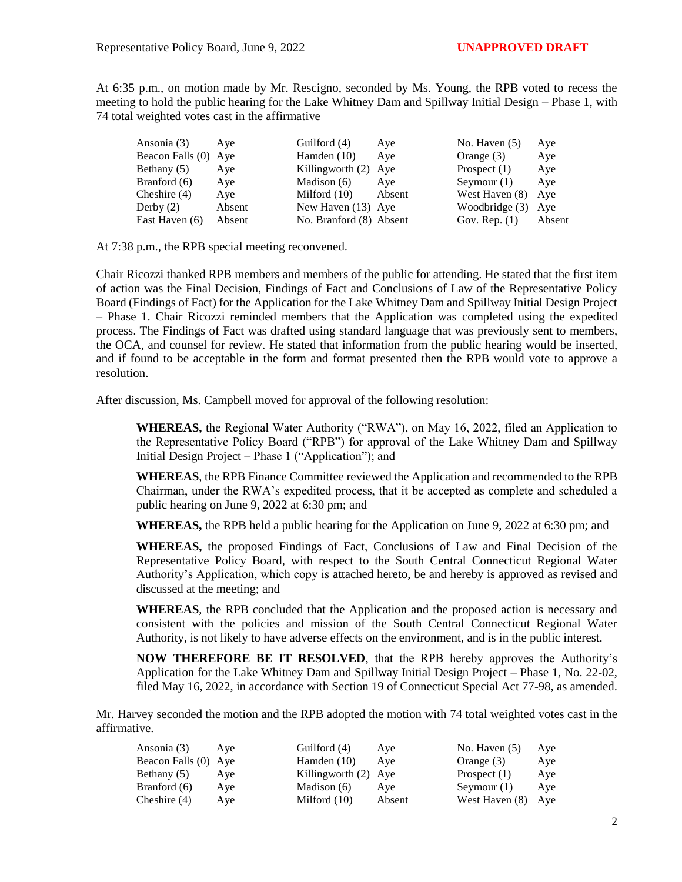At 6:35 p.m., on motion made by Mr. Rescigno, seconded by Ms. Young, the RPB voted to recess the meeting to hold the public hearing for the Lake Whitney Dam and Spillway Initial Design – Phase 1, with 74 total weighted votes cast in the affirmative

| | | | | | |
|---|---|---|---|---|---|
| Ansonia (3) | Aye | Guilford (4) | Aye | No. Haven (5) | Aye |
| Beacon Falls (0) | Aye | Hamden (10) | Aye | Orange (3) | Aye |
| Bethany (5) | Aye | Killingworth (2) | Aye | Prospect (1) | Aye |
| Branford (6) | Aye | Madison (6) | Aye | Seymour (1) | Aye |
| Cheshire (4) | Aye | Milford (10) | Absent | West Haven (8) | Aye |
| Derby (2) | Absent | New Haven (13) | Aye | Woodbridge (3) | Aye |
| East Haven (6) | Absent | No. Branford (8) | Absent | Gov. Rep. (1) | Absent |

At 7:38 p.m., the RPB special meeting reconvened.

Chair Ricozzi thanked RPB members and members of the public for attending. He stated that the first item of action was the Final Decision, Findings of Fact and Conclusions of Law of the Representative Policy Board (Findings of Fact) for the Application for the Lake Whitney Dam and Spillway Initial Design Project – Phase 1. Chair Ricozzi reminded members that the Application was completed using the expedited process. The Findings of Fact was drafted using standard language that was previously sent to members, the OCA, and counsel for review. He stated that information from the public hearing would be inserted, and if found to be acceptable in the form and format presented then the RPB would vote to approve a resolution.

After discussion, Ms. Campbell moved for approval of the following resolution:

> **WHEREAS,** the Regional Water Authority ("RWA"), on May 16, 2022, filed an Application to the Representative Policy Board ("RPB") for approval of the Lake Whitney Dam and Spillway Initial Design Project – Phase 1 ("Application"); and
>
> **WHEREAS**, the RPB Finance Committee reviewed the Application and recommended to the RPB Chairman, under the RWA's expedited process, that it be accepted as complete and scheduled a public hearing on June 9, 2022 at 6:30 pm; and
>
> **WHEREAS,** the RPB held a public hearing for the Application on June 9, 2022 at 6:30 pm; and
>
> **WHEREAS,** the proposed Findings of Fact, Conclusions of Law and Final Decision of the Representative Policy Board, with respect to the South Central Connecticut Regional Water Authority's Application, which copy is attached hereto, be and hereby is approved as revised and discussed at the meeting; and
>
> **WHEREAS**, the RPB concluded that the Application and the proposed action is necessary and consistent with the policies and mission of the South Central Connecticut Regional Water Authority, is not likely to have adverse effects on the environment, and is in the public interest.
>
> **NOW THEREFORE BE IT RESOLVED**, that the RPB hereby approves the Authority's Application for the Lake Whitney Dam and Spillway Initial Design Project – Phase 1, No. 22-02, filed May 16, 2022, in accordance with Section 19 of Connecticut Special Act 77-98, as amended.

Mr. Harvey seconded the motion and the RPB adopted the motion with 74 total weighted votes cast in the affirmative.

| | | | | | |
|---|---|---|---|---|---|
| Ansonia (3) | Aye | Guilford (4) | Aye | No. Haven (5) | Aye |
| Beacon Falls (0) | Aye | Hamden (10) | Aye | Orange (3) | Aye |
| Bethany (5) | Aye | Killingworth (2) | Aye | Prospect (1) | Aye |
| Branford (6) | Aye | Madison (6) | Aye | Seymour (1) | Aye |
| Cheshire (4) | Aye | Milford (10) | Absent | West Haven (8) | Aye |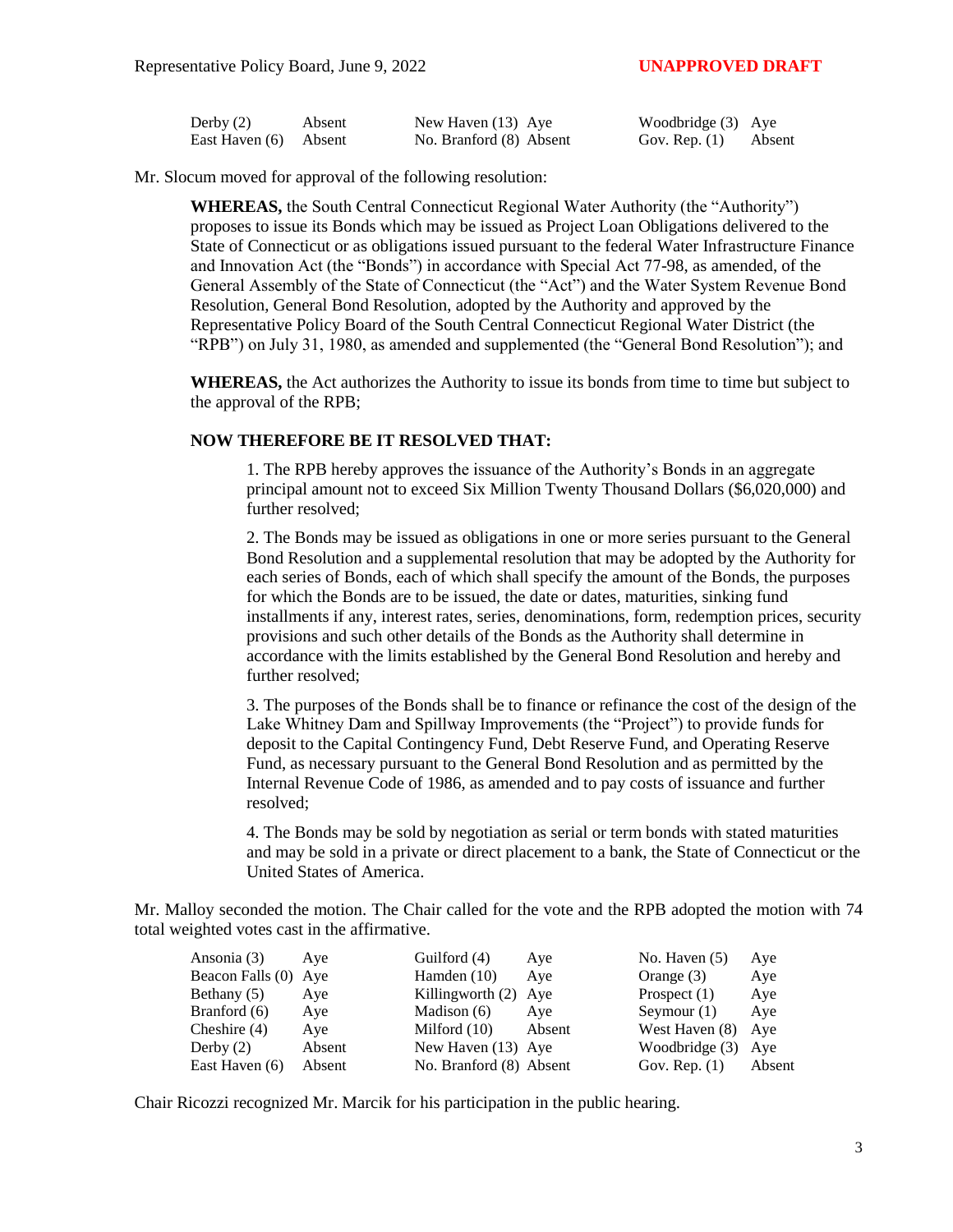| | | | | | |
|---|---|---|---|---|---|
| Derby (2) | Absent | New Haven (13) | Aye | Woodbridge (3) | Aye |
| East Haven (6) | Absent | No. Branford (8) | Absent | Gov. Rep. (1) | Absent |

Mr. Slocum moved for approval of the following resolution:

> **WHEREAS,** the South Central Connecticut Regional Water Authority (the "Authority") proposes to issue its Bonds which may be issued as Project Loan Obligations delivered to the State of Connecticut or as obligations issued pursuant to the federal Water Infrastructure Finance and Innovation Act (the "Bonds") in accordance with Special Act 77-98, as amended, of the General Assembly of the State of Connecticut (the "Act") and the Water System Revenue Bond Resolution, General Bond Resolution, adopted by the Authority and approved by the Representative Policy Board of the South Central Connecticut Regional Water District (the "RPB") on July 31, 1980, as amended and supplemented (the "General Bond Resolution"); and
>
> **WHEREAS,** the Act authorizes the Authority to issue its bonds from time to time but subject to the approval of the RPB;
>
> **NOW THEREFORE BE IT RESOLVED THAT:**
>
> 1. The RPB hereby approves the issuance of the Authority's Bonds in an aggregate principal amount not to exceed Six Million Twenty Thousand Dollars ($6,020,000) and further resolved;
>
> 2. The Bonds may be issued as obligations in one or more series pursuant to the General Bond Resolution and a supplemental resolution that may be adopted by the Authority for each series of Bonds, each of which shall specify the amount of the Bonds, the purposes for which the Bonds are to be issued, the date or dates, maturities, sinking fund installments if any, interest rates, series, denominations, form, redemption prices, security provisions and such other details of the Bonds as the Authority shall determine in accordance with the limits established by the General Bond Resolution and hereby and further resolved;
>
> 3. The purposes of the Bonds shall be to finance or refinance the cost of the design of the Lake Whitney Dam and Spillway Improvements (the "Project") to provide funds for deposit to the Capital Contingency Fund, Debt Reserve Fund, and Operating Reserve Fund, as necessary pursuant to the General Bond Resolution and as permitted by the Internal Revenue Code of 1986, as amended and to pay costs of issuance and further resolved;
>
> 4. The Bonds may be sold by negotiation as serial or term bonds with stated maturities and may be sold in a private or direct placement to a bank, the State of Connecticut or the United States of America.

Mr. Malloy seconded the motion. The Chair called for the vote and the RPB adopted the motion with 74 total weighted votes cast in the affirmative.

| | | | | | |
|---|---|---|---|---|---|
| Ansonia (3) | Aye | Guilford (4) | Aye | No. Haven (5) | Aye |
| Beacon Falls (0) | Aye | Hamden (10) | Aye | Orange (3) | Aye |
| Bethany (5) | Aye | Killingworth (2) | Aye | Prospect (1) | Aye |
| Branford (6) | Aye | Madison (6) | Aye | Seymour (1) | Aye |
| Cheshire (4) | Aye | Milford (10) | Absent | West Haven (8) | Aye |
| Derby (2) | Absent | New Haven (13) | Aye | Woodbridge (3) | Aye |
| East Haven (6) | Absent | No. Branford (8) | Absent | Gov. Rep. (1) | Absent |

Chair Ricozzi recognized Mr. Marcik for his participation in the public hearing.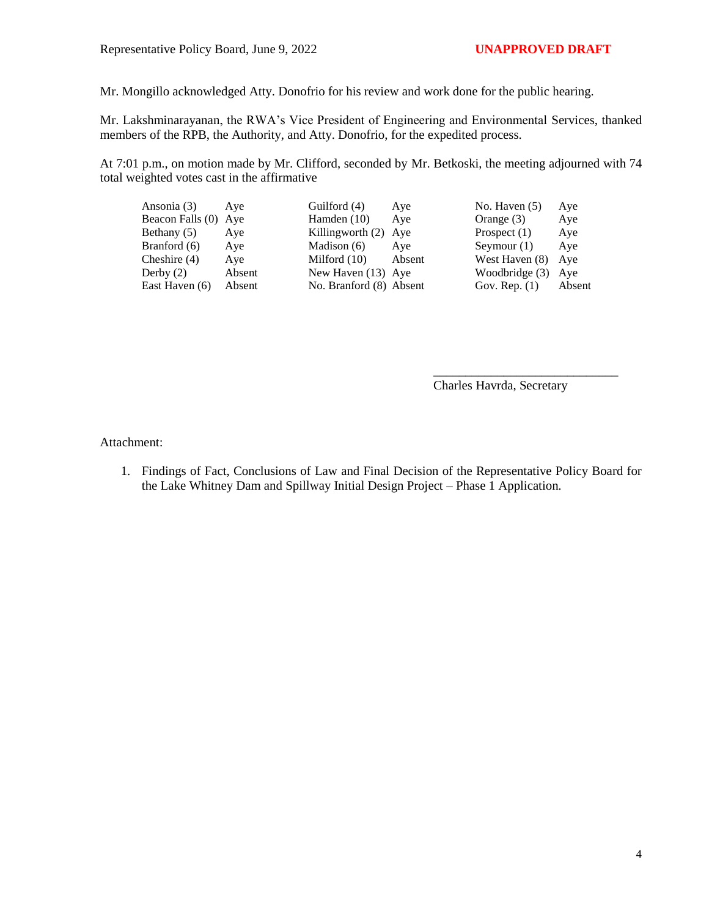Mr. Mongillo acknowledged Atty. Donofrio for his review and work done for the public hearing.

Mr. Lakshminarayanan, the RWA's Vice President of Engineering and Environmental Services, thanked members of the RPB, the Authority, and Atty. Donofrio, for the expedited process.

At 7:01 p.m., on motion made by Mr. Clifford, seconded by Mr. Betkoski, the meeting adjourned with 74 total weighted votes cast in the affirmative

| | | | | | |
|---|---|---|---|---|---|
| Ansonia (3) | Aye | Guilford (4) | Aye | No. Haven (5) | Aye |
| Beacon Falls (0) | Aye | Hamden (10) | Aye | Orange (3) | Aye |
| Bethany (5) | Aye | Killingworth (2) | Aye | Prospect (1) | Aye |
| Branford (6) | Aye | Madison (6) | Aye | Seymour (1) | Aye |
| Cheshire (4) | Aye | Milford (10) | Absent | West Haven (8) | Aye |
| Derby (2) | Absent | New Haven (13) | Aye | Woodbridge (3) | Aye |
| East Haven (6) | Absent | No. Branford (8) | Absent | Gov. Rep. (1) | Absent |

______________________________
Charles Havrda, Secretary

Attachment:

1. Findings of Fact, Conclusions of Law and Final Decision of the Representative Policy Board for the Lake Whitney Dam and Spillway Initial Design Project – Phase 1 Application.